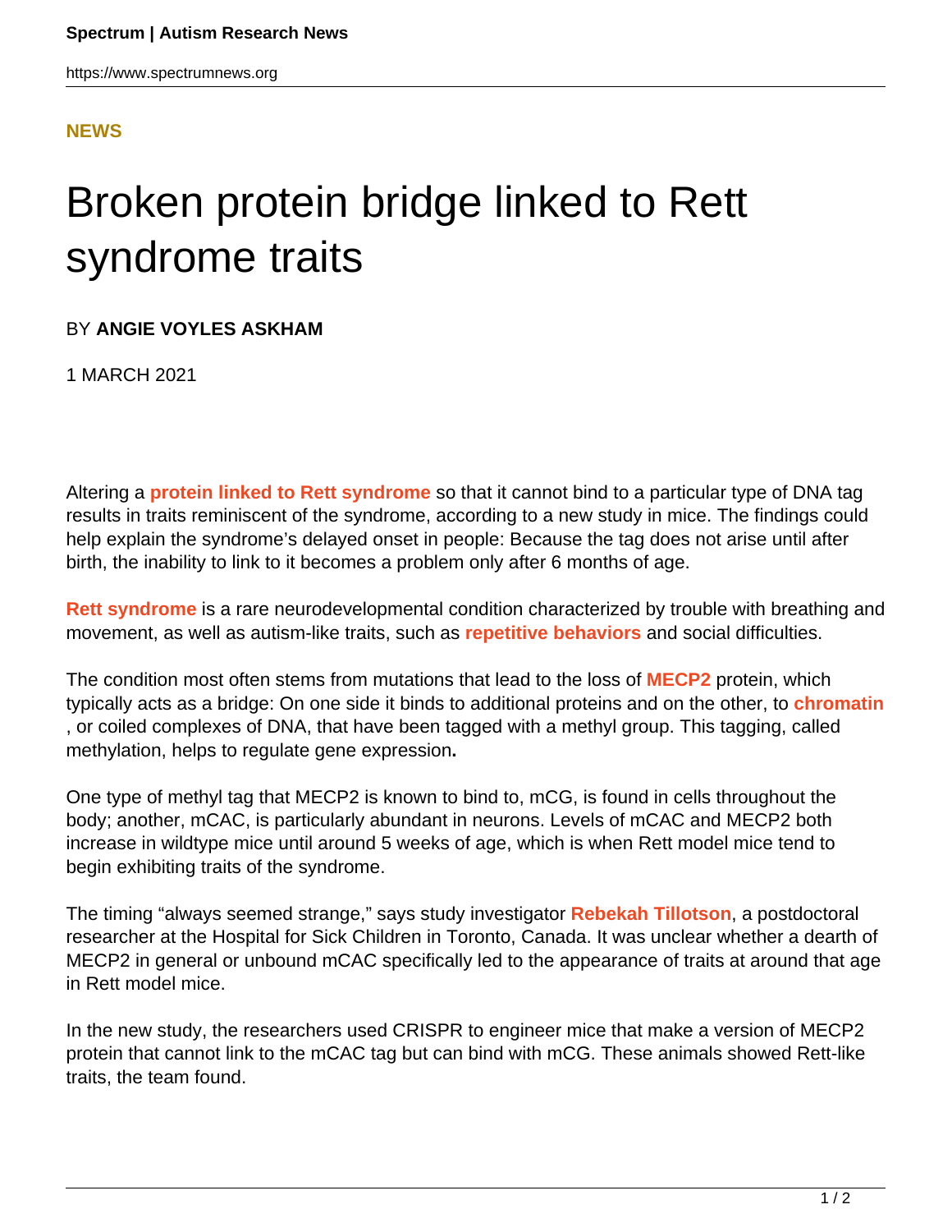**NEWS**

# Broken protein bridge linked to Rett syndrome traits

BY **ANGIE VOYLES ASKHAM**

1 MARCH 2021

Altering a **protein linked to Rett syndrome** so that it cannot bind to a particular type of DNA tag results in traits reminiscent of the syndrome, according to a new study in mice. The findings could help explain the syndrome's delayed onset in people: Because the tag does not arise until after birth, the inability to link to it becomes a problem only after 6 months of age.

**Rett syndrome** is a rare neurodevelopmental condition characterized by trouble with breathing and movement, as well as autism-like traits, such as **repetitive behaviors** and social difficulties.

The condition most often stems from mutations that lead to the loss of **MECP2** protein, which typically acts as a bridge: On one side it binds to additional proteins and on the other, to **chromatin**, or coiled complexes of DNA, that have been tagged with a methyl group. This tagging, called methylation, helps to regulate gene expression.

One type of methyl tag that MECP2 is known to bind to, mCG, is found in cells throughout the body; another, mCAC, is particularly abundant in neurons. Levels of mCAC and MECP2 both increase in wildtype mice until around 5 weeks of age, which is when Rett model mice tend to begin exhibiting traits of the syndrome.

The timing "always seemed strange," says study investigator **Rebekah Tillotson**, a postdoctoral researcher at the Hospital for Sick Children in Toronto, Canada. It was unclear whether a dearth of MECP2 in general or unbound mCAC specifically led to the appearance of traits at around that age in Rett model mice.

In the new study, the researchers used CRISPR to engineer mice that make a version of MECP2 protein that cannot link to the mCAC tag but can bind with mCG. These animals showed Rett-like traits, the team found.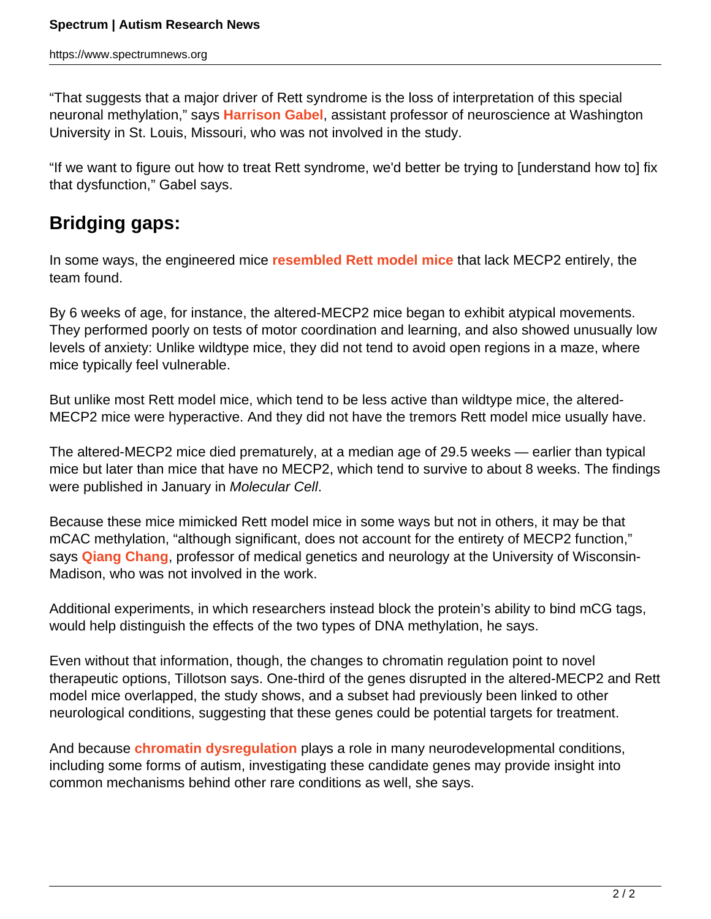"That suggests that a major driver of Rett syndrome is the loss of interpretation of this special neuronal methylation," says **Harrison Gabel**, assistant professor of neuroscience at Washington University in St. Louis, Missouri, who was not involved in the study.

"If we want to figure out how to treat Rett syndrome, we'd better be trying to [understand how to] fix that dysfunction," Gabel says.

## Bridging gaps:

In some ways, the engineered mice **resembled Rett model mice** that lack MECP2 entirely, the team found.

By 6 weeks of age, for instance, the altered-MECP2 mice began to exhibit atypical movements. They performed poorly on tests of motor coordination and learning, and also showed unusually low levels of anxiety: Unlike wildtype mice, they did not tend to avoid open regions in a maze, where mice typically feel vulnerable.

But unlike most Rett model mice, which tend to be less active than wildtype mice, the altered-MECP2 mice were hyperactive. And they did not have the tremors Rett model mice usually have.

The altered-MECP2 mice died prematurely, at a median age of 29.5 weeks — earlier than typical mice but later than mice that have no MECP2, which tend to survive to about 8 weeks. The findings were published in January in *Molecular Cell*.

Because these mice mimicked Rett model mice in some ways but not in others, it may be that mCAC methylation, "although significant, does not account for the entirety of MECP2 function," says **Qiang Chang**, professor of medical genetics and neurology at the University of Wisconsin-Madison, who was not involved in the work.

Additional experiments, in which researchers instead block the protein's ability to bind mCG tags, would help distinguish the effects of the two types of DNA methylation, he says.

Even without that information, though, the changes to chromatin regulation point to novel therapeutic options, Tillotson says. One-third of the genes disrupted in the altered-MECP2 and Rett model mice overlapped, the study shows, and a subset had previously been linked to other neurological conditions, suggesting that these genes could be potential targets for treatment.

And because **chromatin dysregulation** plays a role in many neurodevelopmental conditions, including some forms of autism, investigating these candidate genes may provide insight into common mechanisms behind other rare conditions as well, she says.